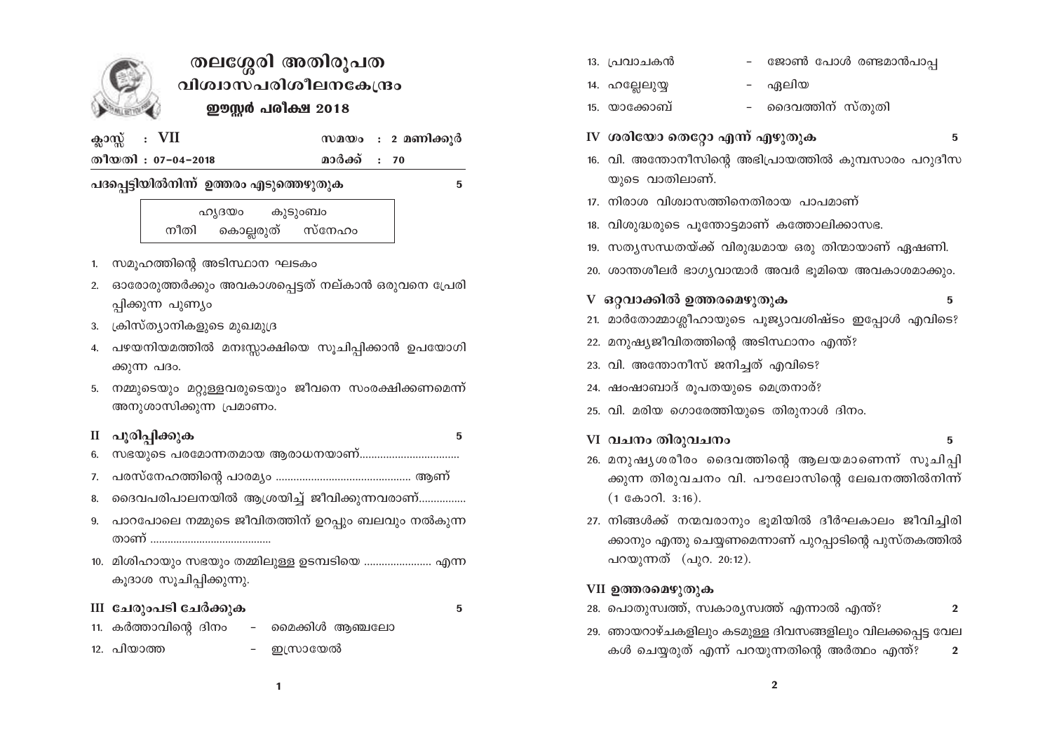# തലശ്ശേരി അതിരൂപത
## വിശ്വാസപരിശീലനകേന്ദ്രം
### ഈസ്റ്റർ പരീക്ഷ 2018

ക്ലാസ്സ് : VII — സമയം : 2 മണിക്കൂർ

തീയതി : 07-04-2018 — മാർക്ക് : 70

**പദപ്പെട്ടിയിൽനിന്ന് ഉത്തരം എടുത്തെഴുതുക** — 5

| ഹൃദയം | കുടുംബം | |
|---|---|---|
| നീതി | കൊല്ലരുത് | സ്നേഹം |

1. സമൂഹത്തിന്റെ അടിസ്ഥാന ഘടകം
2. ഓരോരുത്തർക്കും അവകാശപ്പെട്ടത് നല്കാൻ ഒരുവനെ പ്രേരിപ്പിക്കുന്ന പുണ്യം
3. ക്രിസ്ത്യാനികളുടെ മുഖമുദ്ര
4. പഴയനിയമത്തിൽ മനഃസ്സാക്ഷിയെ സൂചിപ്പിക്കാൻ ഉപയോഗിക്കുന്ന പദം.
5. നമ്മുടെയും മറ്റുള്ളവരുടെയും ജീവനെ സംരക്ഷിക്കണമെന്ന് അനുശാസിക്കുന്ന പ്രമാണം.

**II പൂരിപ്പിക്കുക** — 5

6. സഭയുടെ പരമോന്നതമായ ആരാധനയാണ്.................................
7. പരസ്നേഹത്തിന്റെ പാരമ്യം ............................................. ആണ്
8. ദൈവപരിപാലനയിൽ ആശ്രയിച്ച് ജീവിക്കുന്നവരാണ്................
9. പാറപോലെ നമ്മുടെ ജീവിതത്തിന് ഉറപ്പും ബലവും നൽകുന്നതാണ് .........................................
10. മിശിഹായും സഭയും തമ്മിലുള്ള ഉടമ്പടിയെ ...................... എന്ന കൂദാശ സൂചിപ്പിക്കുന്നു.

**III ചേരുംപടി ചേർക്കുക** — 5

11. കർത്താവിന്റെ ദിനം - മൈക്കിൾ ആഞ്ചലോ
12. പിയാത്ത - ഇസ്രായേൽ
13. പ്രവാചകൻ - ജോൺ പോൾ രണ്ടമാൻപാപ്പ
14. ഹല്ലേലുയ്യ - ഏലിയ
15. യാക്കോബ് - ദൈവത്തിന് സ്തുതി

**IV ശരിയോ തെറ്റോ എന്ന് എഴുതുക** — 5

16. വി. അന്തോനീസിന്റെ അഭിപ്രായത്തിൽ കുമ്പസാരം പറുദീസയുടെ വാതിലാണ്.
17. നിരാശ വിശ്വാസത്തിനെതിരായ പാപമാണ്
18. വിശുദ്ധരുടെ പൂന്തോട്ടമാണ് കത്തോലിക്കാസഭ.
19. സത്യസന്ധതയ്ക്ക് വിരുദ്ധമായ ഒരു തിന്മായാണ് ഏഷണി.
20. ശാന്തശീലർ ഭാഗ്യവാന്മാർ അവർ ഭൂമിയെ അവകാശമാക്കും.

**V ഒറ്റവാക്കിൽ ഉത്തരമെഴുതുക** — 5

21. മാർതോമ്മാശ്ലീഹായുടെ പൂജ്യാവശിഷ്ടം ഇപ്പോൾ എവിടെ?
22. മനുഷ്യജീവിതത്തിന്റെ അടിസ്ഥാനം എന്ത്?
23. വി. അന്തോനീസ് ജനിച്ചത് എവിടെ?
24. ഷംഷാബാദ് രൂപതയുടെ മെത്രനാർ?
25. വി. മരിയ ഗൊരേത്തിയുടെ തിരുനാൾ ദിനം.

**VI വചനം തിരുവചനം** — 5

26. മനുഷ്യശരീരം ദൈവത്തിന്റെ ആലയമാണെന്ന് സൂചിപ്പിക്കുന്ന തിരുവചനം വി. പൗലോസിന്റെ ലേഖനത്തിൽനിന്ന് (1 കോറി. 3:16).
27. നിങ്ങൾക്ക് നന്മവരാനും ഭൂമിയിൽ ദീർഘകാലം ജീവിച്ചിരിക്കാനും എന്തു ചെയ്യണമെന്നാണ് പുറപ്പാടിന്റെ പുസ്തകത്തിൽ പറയുന്നത് (പുറ. 20:12).

**VII ഉത്തരമെഴുതുക**

28. പൊതുസ്വത്ത്, സ്വകാര്യസ്വത്ത് എന്നാൽ എന്ത്? — 2
29. ഞായറാഴ്ചകളിലും കടമുള്ള ദിവസങ്ങളിലും വിലക്കപ്പെട്ട വേലകൾ ചെയ്യരുത് എന്ന് പറയുന്നതിന്റെ അർത്ഥം എന്ത്? — 2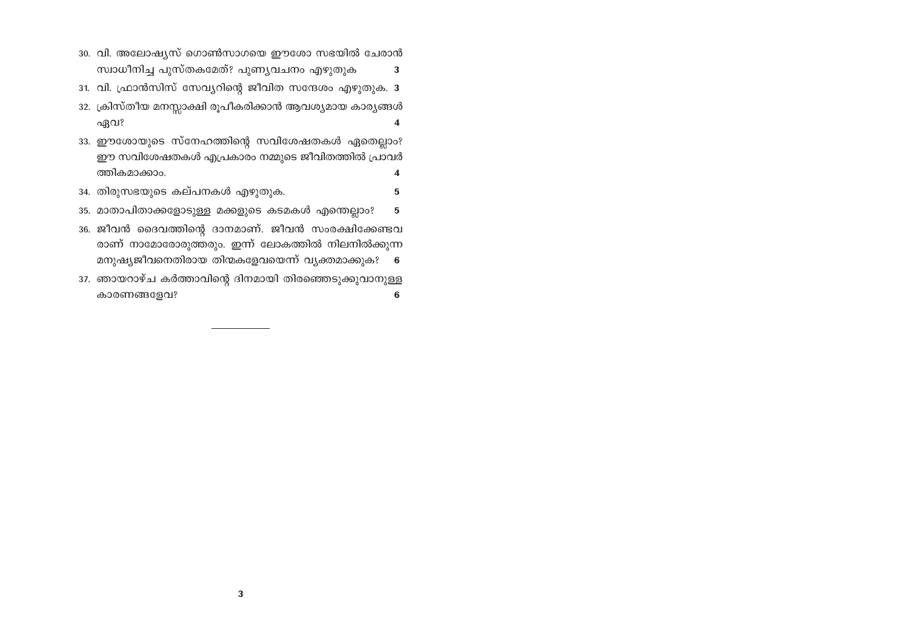30. വി. അലോഷ്യസ് ഗൊൺസാഗയെ ഈശോ സഭയിൽ ചേരാൻ സ്വാധീനിച്ച പുസ്തകമേത്? പുണ്യവചനം എഴുതുക **3**

31. വി. ഫ്രാൻസിസ് സേവ്യറിന്റെ ജീവിത സന്ദേശം എഴുതുക. **3**

32. ക്രിസ്തീയ മനസ്സാക്ഷി രൂപീകരിക്കാൻ ആവശ്യമായ കാര്യങ്ങൾ ഏവ? **4**

33. ഈശോയുടെ സ്നേഹത്തിന്റെ സവിശേഷതകൾ ഏതെല്ലാം? ഈ സവിശേഷതകൾ എപ്രകാരം നമ്മുടെ ജീവിതത്തിൽ പ്രാവർത്തികമാക്കാം. **4**

34. തിരുസഭയുടെ കല്പനകൾ എഴുതുക. **5**

35. മാതാപിതാക്കളോടുള്ള മക്കളുടെ കടമകൾ എന്തെല്ലാം? **5**

36. ജീവൻ ദൈവത്തിന്റെ ദാനമാണ്. ജീവൻ സംരക്ഷിക്കേണ്ടവരാണ് നാമോരോരുത്തരും. ഇന്ന് ലോകത്തിൽ നിലനിൽക്കുന്ന മനുഷ്യജീവനെതിരായ തിന്മകളേവയെന്ന് വ്യക്തമാക്കുക? **6**

37. ഞായറാഴ്ച കർത്താവിന്റെ ദിനമായി തിരഞ്ഞെടുക്കുവാനുള്ള കാരണങ്ങളേവ? **6**